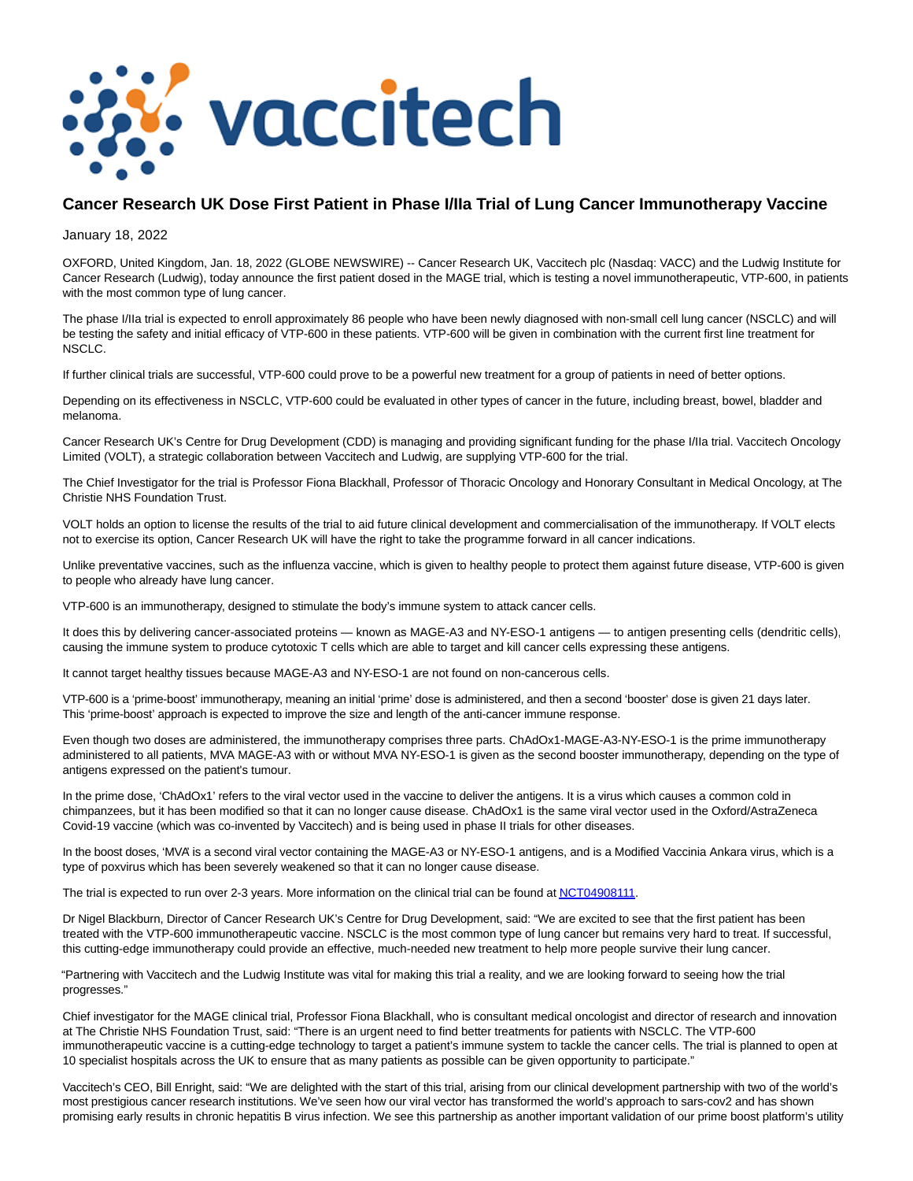# Cancer Research UK Dose First Patient in Phase I/IIa Trial of Lung Cancer Immunotherapy Vaccine

January 18, 2022

OXFORD, United Kingdom, Jan. 18, 2022 (GLOBE NEWSWIRE) -- Cancer Research UK, Vaccitech plc (Nasdaq: VACC) and the Ludwig Institute for Cancer Research (Ludwig), today announce the first patient dosed in the MAGE trial, which is testing a novel immunotherapeutic, VTP-600, in patients with the most common type of lung cancer.

The phase I/IIa trial is expected to enroll approximately 86 people who have been newly diagnosed with non-small cell lung cancer (NSCLC) and will be testing the safety and initial efficacy of VTP-600 in these patients. VTP-600 will be given in combination with the current first line treatment for NSCLC.

If further clinical trials are successful, VTP-600 could prove to be a powerful new treatment for a group of patients in need of better options.

Depending on its effectiveness in NSCLC, VTP-600 could be evaluated in other types of cancer in the future, including breast, bowel, bladder and melanoma.

Cancer Research UK's Centre for Drug Development (CDD) is managing and providing significant funding for the phase I/IIa trial. Vaccitech Oncology Limited (VOLT), a strategic collaboration between Vaccitech and Ludwig, are supplying VTP-600 for the trial.

The Chief Investigator for the trial is Professor Fiona Blackhall, Professor of Thoracic Oncology and Honorary Consultant in Medical Oncology, at The Christie NHS Foundation Trust.

VOLT holds an option to license the results of the trial to aid future clinical development and commercialisation of the immunotherapy. If VOLT elects not to exercise its option, Cancer Research UK will have the right to take the programme forward in all cancer indications.

Unlike preventative vaccines, such as the influenza vaccine, which is given to healthy people to protect them against future disease, VTP-600 is given to people who already have lung cancer.

VTP-600 is an immunotherapy, designed to stimulate the body's immune system to attack cancer cells.

It does this by delivering cancer-associated proteins — known as MAGE-A3 and NY-ESO-1 antigens — to antigen presenting cells (dendritic cells), causing the immune system to produce cytotoxic T cells which are able to target and kill cancer cells expressing these antigens.

It cannot target healthy tissues because MAGE-A3 and NY-ESO-1 are not found on non-cancerous cells.

VTP-600 is a 'prime-boost' immunotherapy, meaning an initial 'prime' dose is administered, and then a second 'booster' dose is given 21 days later. This 'prime-boost' approach is expected to improve the size and length of the anti-cancer immune response.

Even though two doses are administered, the immunotherapy comprises three parts. ChAdOx1-MAGE-A3-NY-ESO-1 is the prime immunotherapy administered to all patients, MVA MAGE-A3 with or without MVA NY-ESO-1 is given as the second booster immunotherapy, depending on the type of antigens expressed on the patient's tumour.

In the prime dose, 'ChAdOx1' refers to the viral vector used in the vaccine to deliver the antigens. It is a virus which causes a common cold in chimpanzees, but it has been modified so that it can no longer cause disease. ChAdOx1 is the same viral vector used in the Oxford/AstraZeneca Covid-19 vaccine (which was co-invented by Vaccitech) and is being used in phase II trials for other diseases.

In the boost doses, 'MVA' is a second viral vector containing the MAGE-A3 or NY-ESO-1 antigens, and is a Modified Vaccinia Ankara virus, which is a type of poxvirus which has been severely weakened so that it can no longer cause disease.

The trial is expected to run over 2-3 years. More information on the clinical trial can be found at NCT04908111.

Dr Nigel Blackburn, Director of Cancer Research UK's Centre for Drug Development, said: "We are excited to see that the first patient has been treated with the VTP-600 immunotherapeutic vaccine. NSCLC is the most common type of lung cancer but remains very hard to treat. If successful, this cutting-edge immunotherapy could provide an effective, much-needed new treatment to help more people survive their lung cancer.

"Partnering with Vaccitech and the Ludwig Institute was vital for making this trial a reality, and we are looking forward to seeing how the trial progresses."

Chief investigator for the MAGE clinical trial, Professor Fiona Blackhall, who is consultant medical oncologist and director of research and innovation at The Christie NHS Foundation Trust, said: "There is an urgent need to find better treatments for patients with NSCLC. The VTP-600 immunotherapeutic vaccine is a cutting-edge technology to target a patient's immune system to tackle the cancer cells. The trial is planned to open at 10 specialist hospitals across the UK to ensure that as many patients as possible can be given opportunity to participate."

Vaccitech's CEO, Bill Enright, said: "We are delighted with the start of this trial, arising from our clinical development partnership with two of the world's most prestigious cancer research institutions. We've seen how our viral vector has transformed the world's approach to sars-cov2 and has shown promising early results in chronic hepatitis B virus infection. We see this partnership as another important validation of our prime boost platform's utility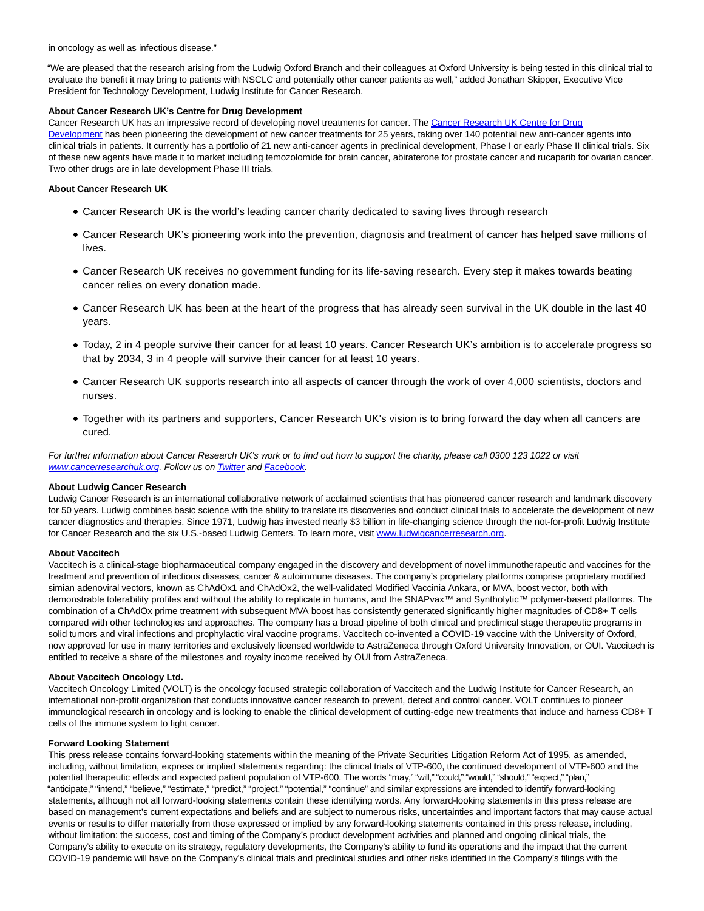in oncology as well as infectious disease."

"We are pleased that the research arising from the Ludwig Oxford Branch and their colleagues at Oxford University is being tested in this clinical trial to evaluate the benefit it may bring to patients with NSCLC and potentially other cancer patients as well," added Jonathan Skipper, Executive Vice President for Technology Development, Ludwig Institute for Cancer Research.

**About Cancer Research UK's Centre for Drug Development**
Cancer Research UK has an impressive record of developing novel treatments for cancer. The Cancer Research UK Centre for Drug Development has been pioneering the development of new cancer treatments for 25 years, taking over 140 potential new anti-cancer agents into clinical trials in patients. It currently has a portfolio of 21 new anti-cancer agents in preclinical development, Phase I or early Phase II clinical trials. Six of these new agents have made it to market including temozolomide for brain cancer, abiraterone for prostate cancer and rucaparib for ovarian cancer. Two other drugs are in late development Phase III trials.

**About Cancer Research UK**

- Cancer Research UK is the world's leading cancer charity dedicated to saving lives through research
- Cancer Research UK's pioneering work into the prevention, diagnosis and treatment of cancer has helped save millions of lives.
- Cancer Research UK receives no government funding for its life-saving research. Every step it makes towards beating cancer relies on every donation made.
- Cancer Research UK has been at the heart of the progress that has already seen survival in the UK double in the last 40 years.
- Today, 2 in 4 people survive their cancer for at least 10 years. Cancer Research UK's ambition is to accelerate progress so that by 2034, 3 in 4 people will survive their cancer for at least 10 years.
- Cancer Research UK supports research into all aspects of cancer through the work of over 4,000 scientists, doctors and nurses.
- Together with its partners and supporters, Cancer Research UK's vision is to bring forward the day when all cancers are cured.

*For further information about Cancer Research UK's work or to find out how to support the charity, please call 0300 123 1022 or visit www.cancerresearchuk.org. Follow us on Twitter and Facebook.*

**About Ludwig Cancer Research**
Ludwig Cancer Research is an international collaborative network of acclaimed scientists that has pioneered cancer research and landmark discovery for 50 years. Ludwig combines basic science with the ability to translate its discoveries and conduct clinical trials to accelerate the development of new cancer diagnostics and therapies. Since 1971, Ludwig has invested nearly $3 billion in life-changing science through the not-for-profit Ludwig Institute for Cancer Research and the six U.S.-based Ludwig Centers. To learn more, visit www.ludwigcancerresearch.org.

**About Vaccitech**
Vaccitech is a clinical-stage biopharmaceutical company engaged in the discovery and development of novel immunotherapeutic and vaccines for the treatment and prevention of infectious diseases, cancer & autoimmune diseases. The company's proprietary platforms comprise proprietary modified simian adenoviral vectors, known as ChAdOx1 and ChAdOx2, the well-validated Modified Vaccinia Ankara, or MVA, boost vector, both with demonstrable tolerability profiles and without the ability to replicate in humans, and the SNAPvax™ and Syntholytic™ polymer-based platforms. The combination of a ChAdOx prime treatment with subsequent MVA boost has consistently generated significantly higher magnitudes of CD8+ T cells compared with other technologies and approaches. The company has a broad pipeline of both clinical and preclinical stage therapeutic programs in solid tumors and viral infections and prophylactic viral vaccine programs. Vaccitech co-invented a COVID-19 vaccine with the University of Oxford, now approved for use in many territories and exclusively licensed worldwide to AstraZeneca through Oxford University Innovation, or OUI. Vaccitech is entitled to receive a share of the milestones and royalty income received by OUI from AstraZeneca.

**About Vaccitech Oncology Ltd.**
Vaccitech Oncology Limited (VOLT) is the oncology focused strategic collaboration of Vaccitech and the Ludwig Institute for Cancer Research, an international non-profit organization that conducts innovative cancer research to prevent, detect and control cancer. VOLT continues to pioneer immunological research in oncology and is looking to enable the clinical development of cutting-edge new treatments that induce and harness CD8+ T cells of the immune system to fight cancer.

**Forward Looking Statement**
This press release contains forward-looking statements within the meaning of the Private Securities Litigation Reform Act of 1995, as amended, including, without limitation, express or implied statements regarding: the clinical trials of VTP-600, the continued development of VTP-600 and the potential therapeutic effects and expected patient population of VTP-600. The words "may," "will," "could," "would," "should," "expect," "plan," "anticipate," "intend," "believe," "estimate," "predict," "project," "potential," "continue" and similar expressions are intended to identify forward-looking statements, although not all forward-looking statements contain these identifying words. Any forward-looking statements in this press release are based on management's current expectations and beliefs and are subject to numerous risks, uncertainties and important factors that may cause actual events or results to differ materially from those expressed or implied by any forward-looking statements contained in this press release, including, without limitation: the success, cost and timing of the Company's product development activities and planned and ongoing clinical trials, the Company's ability to execute on its strategy, regulatory developments, the Company's ability to fund its operations and the impact that the current COVID-19 pandemic will have on the Company's clinical trials and preclinical studies and other risks identified in the Company's filings with the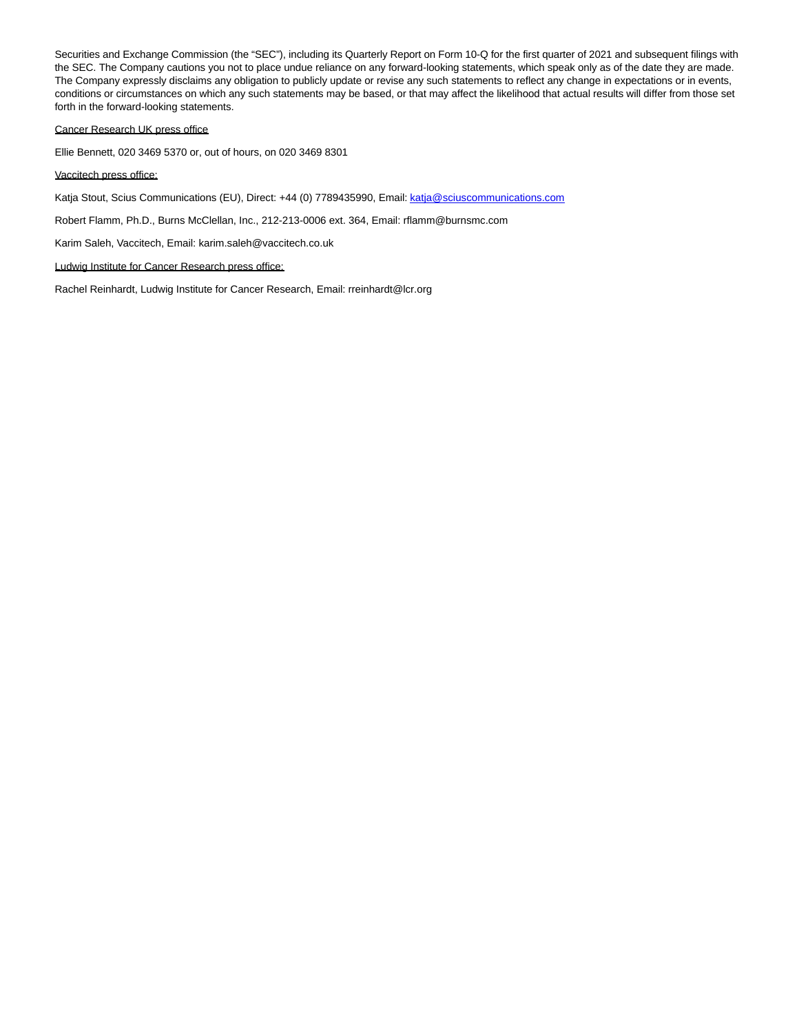Securities and Exchange Commission (the "SEC"), including its Quarterly Report on Form 10-Q for the first quarter of 2021 and subsequent filings with the SEC. The Company cautions you not to place undue reliance on any forward-looking statements, which speak only as of the date they are made. The Company expressly disclaims any obligation to publicly update or revise any such statements to reflect any change in expectations or in events, conditions or circumstances on which any such statements may be based, or that may affect the likelihood that actual results will differ from those set forth in the forward-looking statements.

Cancer Research UK press office

Ellie Bennett, 020 3469 5370 or, out of hours, on 020 3469 8301

Vaccitech press office:

Katja Stout, Scius Communications (EU), Direct: +44 (0) 7789435990, Email: katja@sciuscommunications.com

Robert Flamm, Ph.D., Burns McClellan, Inc., 212-213-0006 ext. 364, Email: rflamm@burnsmc.com

Karim Saleh, Vaccitech, Email: karim.saleh@vaccitech.co.uk

Ludwig Institute for Cancer Research press office:

Rachel Reinhardt, Ludwig Institute for Cancer Research, Email: rreinhardt@lcr.org